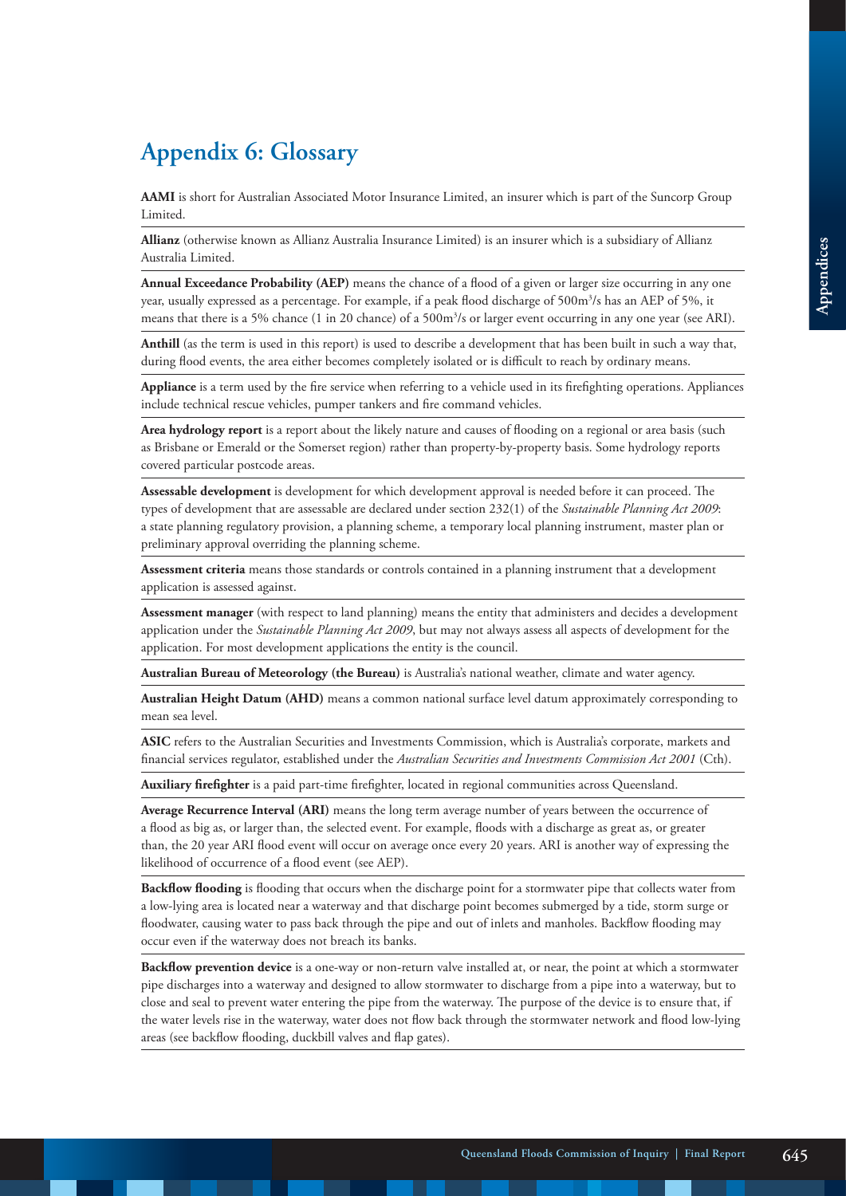# Appendix 6: Glossary

**AAMI** is short for Australian Associated Motor Insurance Limited, an insurer which is part of the Suncorp Group Limited.

**Allianz** (otherwise known as Allianz Australia Insurance Limited) is an insurer which is a subsidiary of Allianz Australia Limited.

**Annual Exceedance Probability (AEP)** means the chance of a flood of a given or larger size occurring in any one year, usually expressed as a percentage. For example, if a peak flood discharge of 500m$^3$/s has an AEP of 5%, it means that there is a 5% chance (1 in 20 chance) of a 500m$^3$/s or larger event occurring in any one year (see ARI).

**Anthill** (as the term is used in this report) is used to describe a development that has been built in such a way that, during flood events, the area either becomes completely isolated or is difficult to reach by ordinary means.

**Appliance** is a term used by the fire service when referring to a vehicle used in its firefighting operations. Appliances include technical rescue vehicles, pumper tankers and fire command vehicles.

**Area hydrology report** is a report about the likely nature and causes of flooding on a regional or area basis (such as Brisbane or Emerald or the Somerset region) rather than property-by-property basis. Some hydrology reports covered particular postcode areas.

**Assessable development** is development for which development approval is needed before it can proceed. The types of development that are assessable are declared under section 232(1) of the *Sustainable Planning Act 2009*: a state planning regulatory provision, a planning scheme, a temporary local planning instrument, master plan or preliminary approval overriding the planning scheme.

**Assessment criteria** means those standards or controls contained in a planning instrument that a development application is assessed against.

**Assessment manager** (with respect to land planning) means the entity that administers and decides a development application under the *Sustainable Planning Act 2009*, but may not always assess all aspects of development for the application. For most development applications the entity is the council.

**Australian Bureau of Meteorology (the Bureau)** is Australia's national weather, climate and water agency.

**Australian Height Datum (AHD)** means a common national surface level datum approximately corresponding to mean sea level.

**ASIC** refers to the Australian Securities and Investments Commission, which is Australia's corporate, markets and financial services regulator, established under the *Australian Securities and Investments Commission Act 2001* (Cth).

**Auxiliary firefighter** is a paid part-time firefighter, located in regional communities across Queensland.

**Average Recurrence Interval (ARI)** means the long term average number of years between the occurrence of a flood as big as, or larger than, the selected event. For example, floods with a discharge as great as, or greater than, the 20 year ARI flood event will occur on average once every 20 years. ARI is another way of expressing the likelihood of occurrence of a flood event (see AEP).

**Backflow flooding** is flooding that occurs when the discharge point for a stormwater pipe that collects water from a low-lying area is located near a waterway and that discharge point becomes submerged by a tide, storm surge or floodwater, causing water to pass back through the pipe and out of inlets and manholes. Backflow flooding may occur even if the waterway does not breach its banks.

**Backflow prevention device** is a one-way or non-return valve installed at, or near, the point at which a stormwater pipe discharges into a waterway and designed to allow stormwater to discharge from a pipe into a waterway, but to close and seal to prevent water entering the pipe from the waterway. The purpose of the device is to ensure that, if the water levels rise in the waterway, water does not flow back through the stormwater network and flood low-lying areas (see backflow flooding, duckbill valves and flap gates).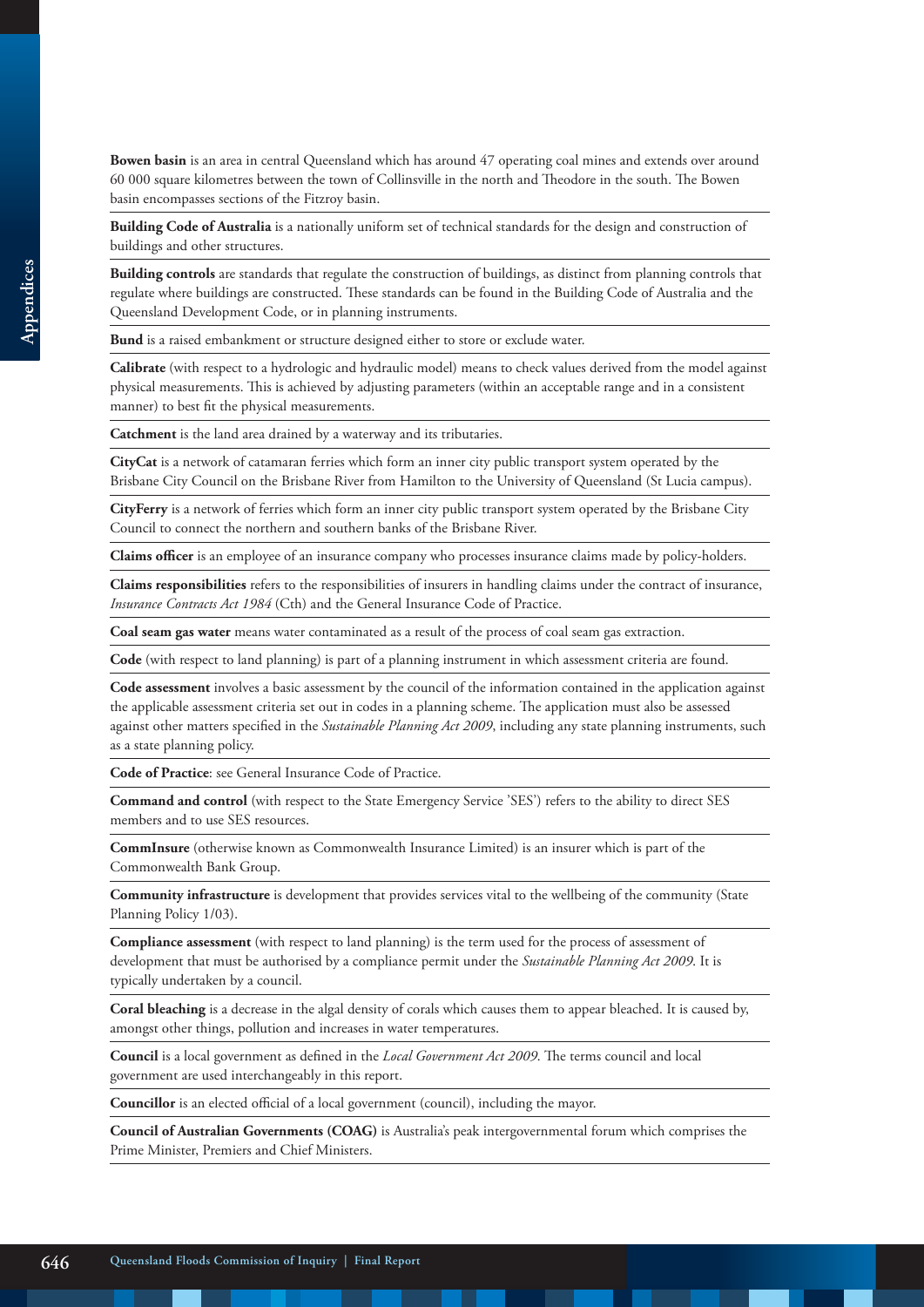**Bowen basin** is an area in central Queensland which has around 47 operating coal mines and extends over around 60 000 square kilometres between the town of Collinsville in the north and Theodore in the south. The Bowen basin encompasses sections of the Fitzroy basin.

**Building Code of Australia** is a nationally uniform set of technical standards for the design and construction of buildings and other structures.

**Building controls** are standards that regulate the construction of buildings, as distinct from planning controls that regulate where buildings are constructed. These standards can be found in the Building Code of Australia and the Queensland Development Code, or in planning instruments.

**Bund** is a raised embankment or structure designed either to store or exclude water.

**Calibrate** (with respect to a hydrologic and hydraulic model) means to check values derived from the model against physical measurements. This is achieved by adjusting parameters (within an acceptable range and in a consistent manner) to best fit the physical measurements.

**Catchment** is the land area drained by a waterway and its tributaries.

**CityCat** is a network of catamaran ferries which form an inner city public transport system operated by the Brisbane City Council on the Brisbane River from Hamilton to the University of Queensland (St Lucia campus).

**CityFerry** is a network of ferries which form an inner city public transport system operated by the Brisbane City Council to connect the northern and southern banks of the Brisbane River.

**Claims officer** is an employee of an insurance company who processes insurance claims made by policy-holders.

**Claims responsibilities** refers to the responsibilities of insurers in handling claims under the contract of insurance, *Insurance Contracts Act 1984* (Cth) and the General Insurance Code of Practice.

**Coal seam gas water** means water contaminated as a result of the process of coal seam gas extraction.

**Code** (with respect to land planning) is part of a planning instrument in which assessment criteria are found.

**Code assessment** involves a basic assessment by the council of the information contained in the application against the applicable assessment criteria set out in codes in a planning scheme. The application must also be assessed against other matters specified in the *Sustainable Planning Act 2009*, including any state planning instruments, such as a state planning policy.

**Code of Practice**: see General Insurance Code of Practice.

**Command and control** (with respect to the State Emergency Service 'SES') refers to the ability to direct SES members and to use SES resources.

**CommInsure** (otherwise known as Commonwealth Insurance Limited) is an insurer which is part of the Commonwealth Bank Group.

**Community infrastructure** is development that provides services vital to the wellbeing of the community (State Planning Policy 1/03).

**Compliance assessment** (with respect to land planning) is the term used for the process of assessment of development that must be authorised by a compliance permit under the *Sustainable Planning Act 2009*. It is typically undertaken by a council.

**Coral bleaching** is a decrease in the algal density of corals which causes them to appear bleached. It is caused by, amongst other things, pollution and increases in water temperatures.

**Council** is a local government as defined in the *Local Government Act 2009*. The terms council and local government are used interchangeably in this report.

**Councillor** is an elected official of a local government (council), including the mayor.

**Council of Australian Governments (COAG)** is Australia's peak intergovernmental forum which comprises the Prime Minister, Premiers and Chief Ministers.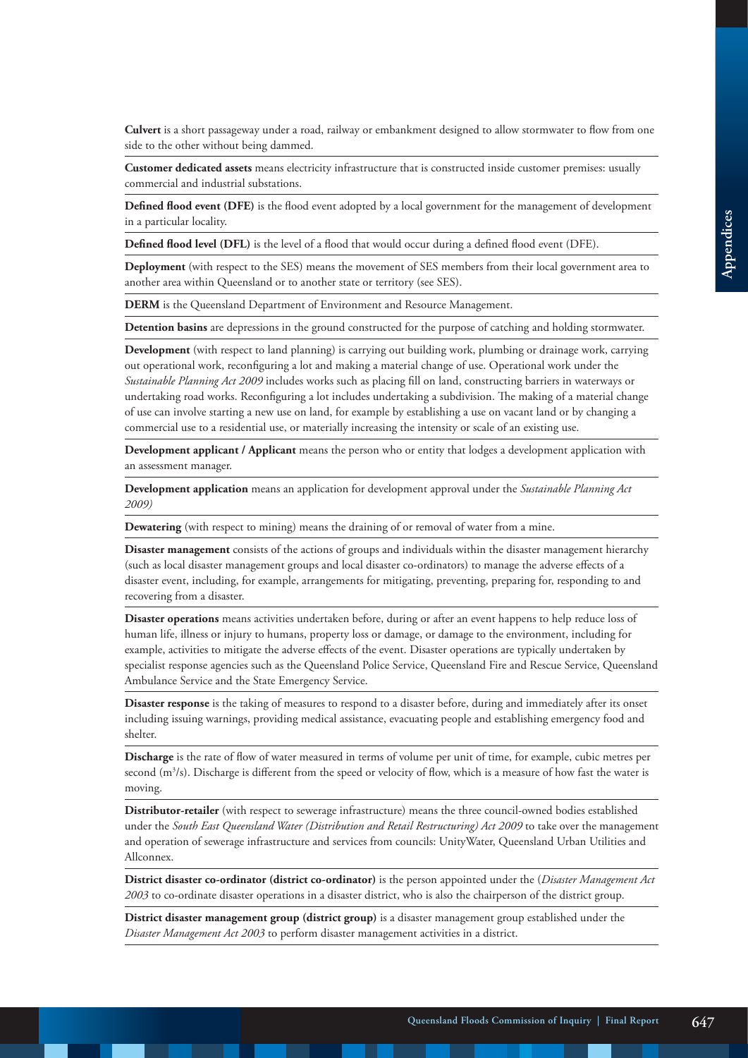**Culvert** is a short passageway under a road, railway or embankment designed to allow stormwater to flow from one side to the other without being dammed.

**Customer dedicated assets** means electricity infrastructure that is constructed inside customer premises: usually commercial and industrial substations.

**Defined flood event (DFE)** is the flood event adopted by a local government for the management of development in a particular locality.

**Defined flood level (DFL)** is the level of a flood that would occur during a defined flood event (DFE).

**Deployment** (with respect to the SES) means the movement of SES members from their local government area to another area within Queensland or to another state or territory (see SES).

**DERM** is the Queensland Department of Environment and Resource Management.

**Detention basins** are depressions in the ground constructed for the purpose of catching and holding stormwater.

**Development** (with respect to land planning) is carrying out building work, plumbing or drainage work, carrying out operational work, reconfiguring a lot and making a material change of use. Operational work under the *Sustainable Planning Act 2009* includes works such as placing fill on land, constructing barriers in waterways or undertaking road works. Reconfiguring a lot includes undertaking a subdivision. The making of a material change of use can involve starting a new use on land, for example by establishing a use on vacant land or by changing a commercial use to a residential use, or materially increasing the intensity or scale of an existing use.

**Development applicant / Applicant** means the person who or entity that lodges a development application with an assessment manager.

**Development application** means an application for development approval under the *Sustainable Planning Act 2009)*

**Dewatering** (with respect to mining) means the draining of or removal of water from a mine.

**Disaster management** consists of the actions of groups and individuals within the disaster management hierarchy (such as local disaster management groups and local disaster co-ordinators) to manage the adverse effects of a disaster event, including, for example, arrangements for mitigating, preventing, preparing for, responding to and recovering from a disaster.

**Disaster operations** means activities undertaken before, during or after an event happens to help reduce loss of human life, illness or injury to humans, property loss or damage, or damage to the environment, including for example, activities to mitigate the adverse effects of the event. Disaster operations are typically undertaken by specialist response agencies such as the Queensland Police Service, Queensland Fire and Rescue Service, Queensland Ambulance Service and the State Emergency Service.

**Disaster response** is the taking of measures to respond to a disaster before, during and immediately after its onset including issuing warnings, providing medical assistance, evacuating people and establishing emergency food and shelter.

**Discharge** is the rate of flow of water measured in terms of volume per unit of time, for example, cubic metres per second ($m^3/s$). Discharge is different from the speed or velocity of flow, which is a measure of how fast the water is moving.

**Distributor-retailer** (with respect to sewerage infrastructure) means the three council-owned bodies established under the *South East Queensland Water (Distribution and Retail Restructuring) Act 2009* to take over the management and operation of sewerage infrastructure and services from councils: UnityWater, Queensland Urban Utilities and Allconnex.

**District disaster co-ordinator (district co-ordinator)** is the person appointed under the (*Disaster Management Act 2003* to co-ordinate disaster operations in a disaster district, who is also the chairperson of the district group.

**District disaster management group (district group)** is a disaster management group established under the *Disaster Management Act 2003* to perform disaster management activities in a district.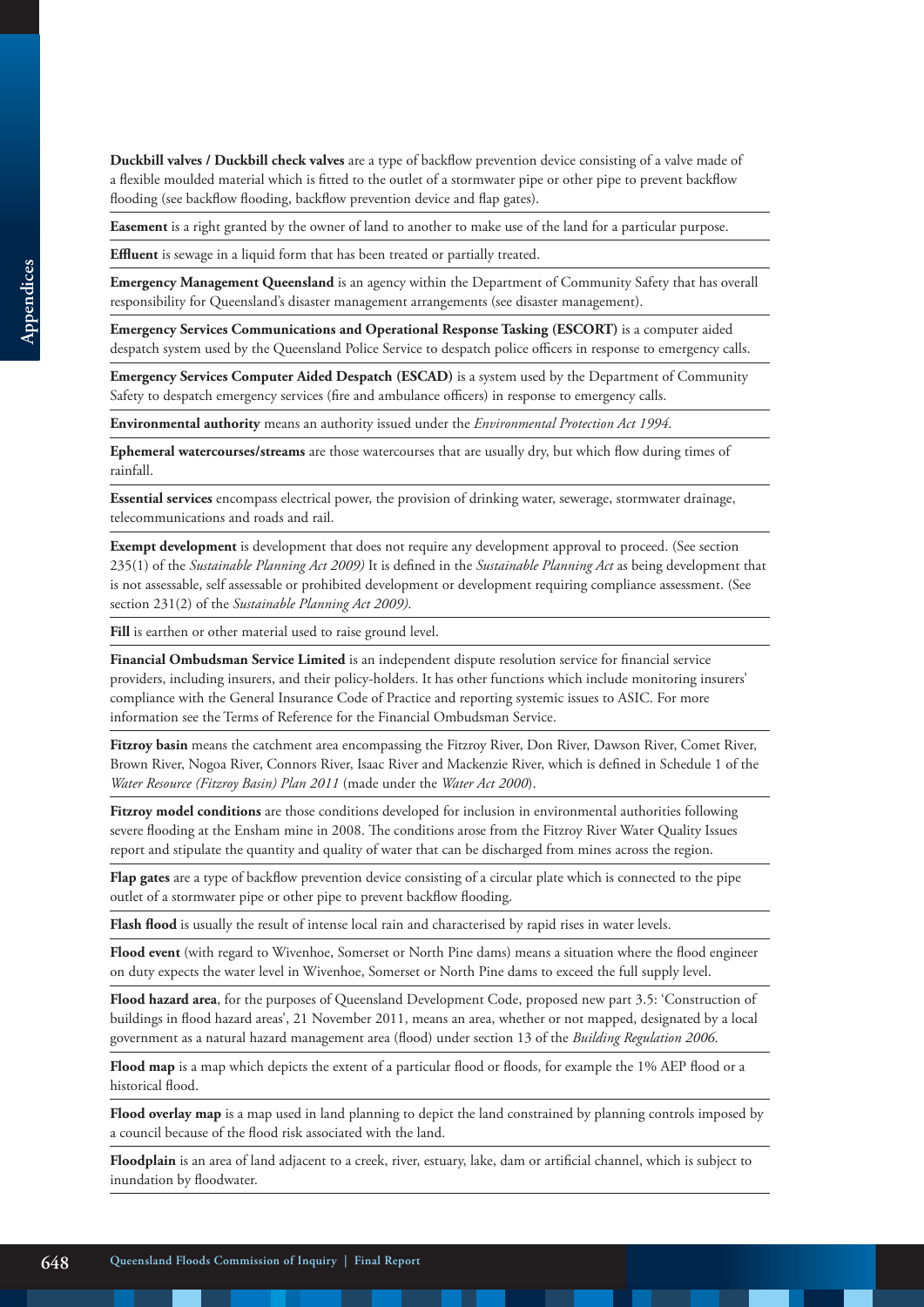**Duckbill valves / Duckbill check valves** are a type of backflow prevention device consisting of a valve made of a flexible moulded material which is fitted to the outlet of a stormwater pipe or other pipe to prevent backflow flooding (see backflow flooding, backflow prevention device and flap gates).

**Easement** is a right granted by the owner of land to another to make use of the land for a particular purpose.

**Effluent** is sewage in a liquid form that has been treated or partially treated.

**Emergency Management Queensland** is an agency within the Department of Community Safety that has overall responsibility for Queensland's disaster management arrangements (see disaster management).

**Emergency Services Communications and Operational Response Tasking (ESCORT)** is a computer aided despatch system used by the Queensland Police Service to despatch police officers in response to emergency calls.

**Emergency Services Computer Aided Despatch (ESCAD)** is a system used by the Department of Community Safety to despatch emergency services (fire and ambulance officers) in response to emergency calls.

**Environmental authority** means an authority issued under the *Environmental Protection Act 1994*.

**Ephemeral watercourses/streams** are those watercourses that are usually dry, but which flow during times of rainfall.

**Essential services** encompass electrical power, the provision of drinking water, sewerage, stormwater drainage, telecommunications and roads and rail.

**Exempt development** is development that does not require any development approval to proceed. (See section 235(1) of the *Sustainable Planning Act 2009)* It is defined in the *Sustainable Planning Act* as being development that is not assessable, self assessable or prohibited development or development requiring compliance assessment. (See section 231(2) of the *Sustainable Planning Act 2009).*

**Fill** is earthen or other material used to raise ground level.

**Financial Ombudsman Service Limited** is an independent dispute resolution service for financial service providers, including insurers, and their policy-holders. It has other functions which include monitoring insurers' compliance with the General Insurance Code of Practice and reporting systemic issues to ASIC. For more information see the Terms of Reference for the Financial Ombudsman Service.

**Fitzroy basin** means the catchment area encompassing the Fitzroy River, Don River, Dawson River, Comet River, Brown River, Nogoa River, Connors River, Isaac River and Mackenzie River, which is defined in Schedule 1 of the *Water Resource (Fitzroy Basin) Plan 2011* (made under the *Water Act 2000*).

**Fitzroy model conditions** are those conditions developed for inclusion in environmental authorities following severe flooding at the Ensham mine in 2008. The conditions arose from the Fitzroy River Water Quality Issues report and stipulate the quantity and quality of water that can be discharged from mines across the region.

**Flap gates** are a type of backflow prevention device consisting of a circular plate which is connected to the pipe outlet of a stormwater pipe or other pipe to prevent backflow flooding.

**Flash flood** is usually the result of intense local rain and characterised by rapid rises in water levels.

**Flood event** (with regard to Wivenhoe, Somerset or North Pine dams) means a situation where the flood engineer on duty expects the water level in Wivenhoe, Somerset or North Pine dams to exceed the full supply level.

**Flood hazard area**, for the purposes of Queensland Development Code, proposed new part 3.5: 'Construction of buildings in flood hazard areas', 21 November 2011, means an area, whether or not mapped, designated by a local government as a natural hazard management area (flood) under section 13 of the *Building Regulation 2006.*

**Flood map** is a map which depicts the extent of a particular flood or floods, for example the 1% AEP flood or a historical flood.

**Flood overlay map** is a map used in land planning to depict the land constrained by planning controls imposed by a council because of the flood risk associated with the land.

**Floodplain** is an area of land adjacent to a creek, river, estuary, lake, dam or artificial channel, which is subject to inundation by floodwater.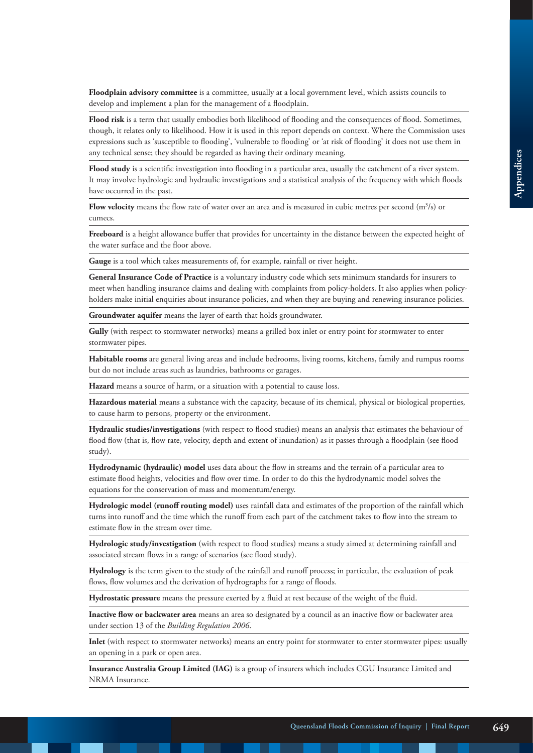**Floodplain advisory committee** is a committee, usually at a local government level, which assists councils to develop and implement a plan for the management of a floodplain.

**Flood risk** is a term that usually embodies both likelihood of flooding and the consequences of flood. Sometimes, though, it relates only to likelihood. How it is used in this report depends on context. Where the Commission uses expressions such as 'susceptible to flooding', 'vulnerable to flooding' or 'at risk of flooding' it does not use them in any technical sense; they should be regarded as having their ordinary meaning.

**Flood study** is a scientific investigation into flooding in a particular area, usually the catchment of a river system. It may involve hydrologic and hydraulic investigations and a statistical analysis of the frequency with which floods have occurred in the past.

**Flow velocity** means the flow rate of water over an area and is measured in cubic metres per second ($m^3/s$) or cumecs.

**Freeboard** is a height allowance buffer that provides for uncertainty in the distance between the expected height of the water surface and the floor above.

**Gauge** is a tool which takes measurements of, for example, rainfall or river height.

**General Insurance Code of Practice** is a voluntary industry code which sets minimum standards for insurers to meet when handling insurance claims and dealing with complaints from policy-holders. It also applies when policy-holders make initial enquiries about insurance policies, and when they are buying and renewing insurance policies.

**Groundwater aquifer** means the layer of earth that holds groundwater.

**Gully** (with respect to stormwater networks) means a grilled box inlet or entry point for stormwater to enter stormwater pipes.

**Habitable rooms** are general living areas and include bedrooms, living rooms, kitchens, family and rumpus rooms but do not include areas such as laundries, bathrooms or garages.

**Hazard** means a source of harm, or a situation with a potential to cause loss.

**Hazardous material** means a substance with the capacity, because of its chemical, physical or biological properties, to cause harm to persons, property or the environment.

**Hydraulic studies/investigations** (with respect to flood studies) means an analysis that estimates the behaviour of flood flow (that is, flow rate, velocity, depth and extent of inundation) as it passes through a floodplain (see flood study).

**Hydrodynamic (hydraulic) model** uses data about the flow in streams and the terrain of a particular area to estimate flood heights, velocities and flow over time. In order to do this the hydrodynamic model solves the equations for the conservation of mass and momentum/energy.

**Hydrologic model (runoff routing model)** uses rainfall data and estimates of the proportion of the rainfall which turns into runoff and the time which the runoff from each part of the catchment takes to flow into the stream to estimate flow in the stream over time.

**Hydrologic study/investigation** (with respect to flood studies) means a study aimed at determining rainfall and associated stream flows in a range of scenarios (see flood study).

**Hydrology** is the term given to the study of the rainfall and runoff process; in particular, the evaluation of peak flows, flow volumes and the derivation of hydrographs for a range of floods.

**Hydrostatic pressure** means the pressure exerted by a fluid at rest because of the weight of the fluid.

**Inactive flow or backwater area** means an area so designated by a council as an inactive flow or backwater area under section 13 of the *Building Regulation 2006*.

**Inlet** (with respect to stormwater networks) means an entry point for stormwater to enter stormwater pipes: usually an opening in a park or open area.

**Insurance Australia Group Limited (IAG)** is a group of insurers which includes CGU Insurance Limited and NRMA Insurance.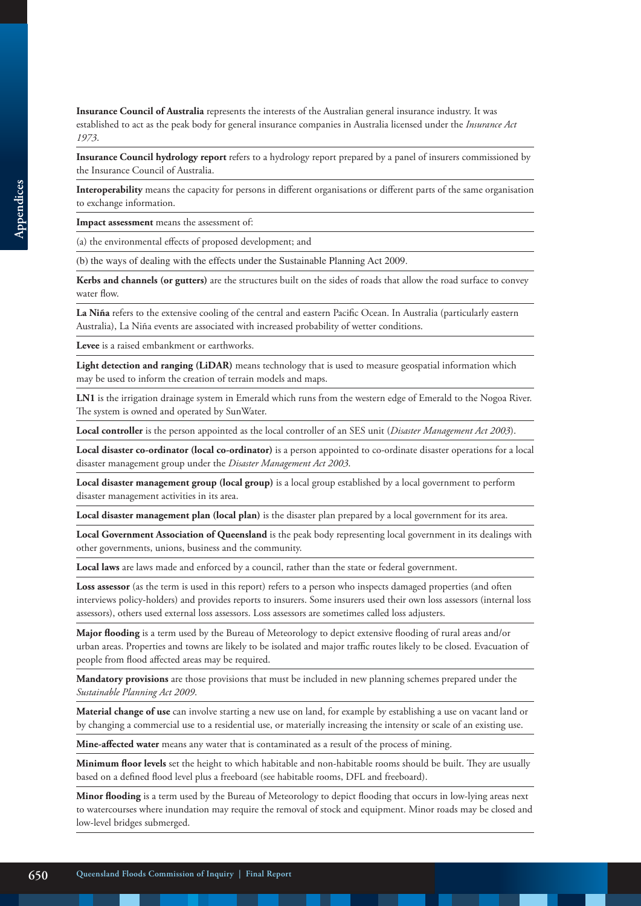**Insurance Council of Australia** represents the interests of the Australian general insurance industry. It was established to act as the peak body for general insurance companies in Australia licensed under the *Insurance Act 1973*.

**Insurance Council hydrology report** refers to a hydrology report prepared by a panel of insurers commissioned by the Insurance Council of Australia.

**Interoperability** means the capacity for persons in different organisations or different parts of the same organisation to exchange information.

**Impact assessment** means the assessment of:

(a) the environmental effects of proposed development; and

(b) the ways of dealing with the effects under the Sustainable Planning Act 2009.

**Kerbs and channels (or gutters)** are the structures built on the sides of roads that allow the road surface to convey water flow.

**La Niña** refers to the extensive cooling of the central and eastern Pacific Ocean. In Australia (particularly eastern Australia), La Niña events are associated with increased probability of wetter conditions.

**Levee** is a raised embankment or earthworks.

**Light detection and ranging (LiDAR)** means technology that is used to measure geospatial information which may be used to inform the creation of terrain models and maps.

**LN1** is the irrigation drainage system in Emerald which runs from the western edge of Emerald to the Nogoa River. The system is owned and operated by SunWater.

**Local controller** is the person appointed as the local controller of an SES unit (*Disaster Management Act 2003*).

**Local disaster co-ordinator (local co-ordinator)** is a person appointed to co-ordinate disaster operations for a local disaster management group under the *Disaster Management Act 2003*.

**Local disaster management group (local group)** is a local group established by a local government to perform disaster management activities in its area.

**Local disaster management plan (local plan)** is the disaster plan prepared by a local government for its area.

**Local Government Association of Queensland** is the peak body representing local government in its dealings with other governments, unions, business and the community.

**Local laws** are laws made and enforced by a council, rather than the state or federal government.

**Loss assessor** (as the term is used in this report) refers to a person who inspects damaged properties (and often interviews policy-holders) and provides reports to insurers. Some insurers used their own loss assessors (internal loss assessors), others used external loss assessors. Loss assessors are sometimes called loss adjusters.

**Major flooding** is a term used by the Bureau of Meteorology to depict extensive flooding of rural areas and/or urban areas. Properties and towns are likely to be isolated and major traffic routes likely to be closed. Evacuation of people from flood affected areas may be required.

**Mandatory provisions** are those provisions that must be included in new planning schemes prepared under the *Sustainable Planning Act 2009*.

**Material change of use** can involve starting a new use on land, for example by establishing a use on vacant land or by changing a commercial use to a residential use, or materially increasing the intensity or scale of an existing use.

**Mine-affected water** means any water that is contaminated as a result of the process of mining.

**Minimum floor levels** set the height to which habitable and non-habitable rooms should be built. They are usually based on a defined flood level plus a freeboard (see habitable rooms, DFL and freeboard).

**Minor flooding** is a term used by the Bureau of Meteorology to depict flooding that occurs in low-lying areas next to watercourses where inundation may require the removal of stock and equipment. Minor roads may be closed and low-level bridges submerged.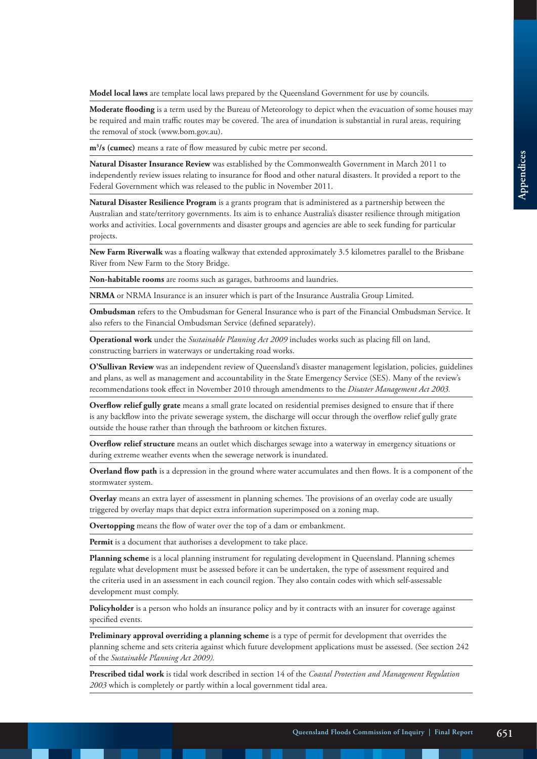**Model local laws** are template local laws prepared by the Queensland Government for use by councils.

**Moderate flooding** is a term used by the Bureau of Meteorology to depict when the evacuation of some houses may be required and main traffic routes may be covered. The area of inundation is substantial in rural areas, requiring the removal of stock (www.bom.gov.au).

**$m^3/s$ (cumec)** means a rate of flow measured by cubic metre per second.

**Natural Disaster Insurance Review** was established by the Commonwealth Government in March 2011 to independently review issues relating to insurance for flood and other natural disasters. It provided a report to the Federal Government which was released to the public in November 2011.

**Natural Disaster Resilience Program** is a grants program that is administered as a partnership between the Australian and state/territory governments. Its aim is to enhance Australia's disaster resilience through mitigation works and activities. Local governments and disaster groups and agencies are able to seek funding for particular projects.

**New Farm Riverwalk** was a floating walkway that extended approximately 3.5 kilometres parallel to the Brisbane River from New Farm to the Story Bridge.

**Non-habitable rooms** are rooms such as garages, bathrooms and laundries.

**NRMA** or NRMA Insurance is an insurer which is part of the Insurance Australia Group Limited.

**Ombudsman** refers to the Ombudsman for General Insurance who is part of the Financial Ombudsman Service. It also refers to the Financial Ombudsman Service (defined separately).

**Operational work** under the *Sustainable Planning Act 2009* includes works such as placing fill on land, constructing barriers in waterways or undertaking road works.

**O'Sullivan Review** was an independent review of Queensland's disaster management legislation, policies, guidelines and plans, as well as management and accountability in the State Emergency Service (SES). Many of the review's recommendations took effect in November 2010 through amendments to the *Disaster Management Act 2003.*

**Overflow relief gully grate** means a small grate located on residential premises designed to ensure that if there is any backflow into the private sewerage system, the discharge will occur through the overflow relief gully grate outside the house rather than through the bathroom or kitchen fixtures.

**Overflow relief structure** means an outlet which discharges sewage into a waterway in emergency situations or during extreme weather events when the sewerage network is inundated.

**Overland flow path** is a depression in the ground where water accumulates and then flows. It is a component of the stormwater system.

**Overlay** means an extra layer of assessment in planning schemes. The provisions of an overlay code are usually triggered by overlay maps that depict extra information superimposed on a zoning map.

**Overtopping** means the flow of water over the top of a dam or embankment.

**Permit** is a document that authorises a development to take place.

**Planning scheme** is a local planning instrument for regulating development in Queensland. Planning schemes regulate what development must be assessed before it can be undertaken, the type of assessment required and the criteria used in an assessment in each council region. They also contain codes with which self-assessable development must comply.

**Policyholder** is a person who holds an insurance policy and by it contracts with an insurer for coverage against specified events.

**Preliminary approval overriding a planning scheme** is a type of permit for development that overrides the planning scheme and sets criteria against which future development applications must be assessed. (See section 242 of the *Sustainable Planning Act 2009).*

**Prescribed tidal work** is tidal work described in section 14 of the *Coastal Protection and Management Regulation 2003* which is completely or partly within a local government tidal area.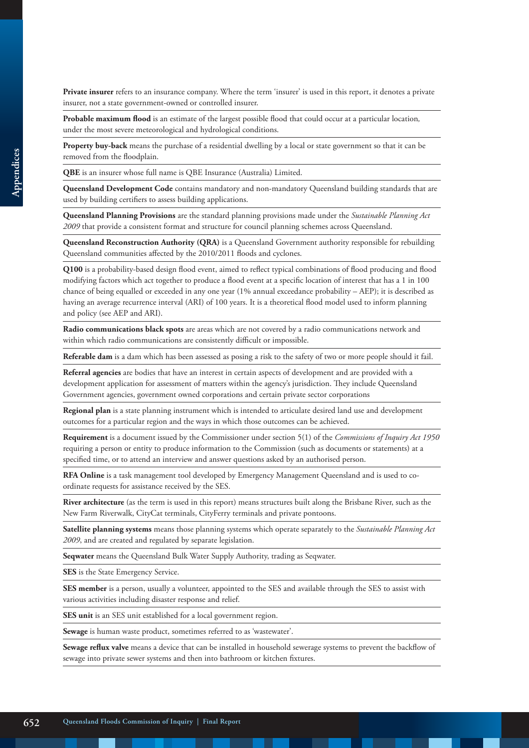**Private insurer** refers to an insurance company. Where the term 'insurer' is used in this report, it denotes a private insurer, not a state government-owned or controlled insurer.

**Probable maximum flood** is an estimate of the largest possible flood that could occur at a particular location, under the most severe meteorological and hydrological conditions.

**Property buy-back** means the purchase of a residential dwelling by a local or state government so that it can be removed from the floodplain.

**QBE** is an insurer whose full name is QBE Insurance (Australia) Limited.

**Queensland Development Code** contains mandatory and non-mandatory Queensland building standards that are used by building certifiers to assess building applications.

**Queensland Planning Provisions** are the standard planning provisions made under the *Sustainable Planning Act 2009* that provide a consistent format and structure for council planning schemes across Queensland.

**Queensland Reconstruction Authority (QRA)** is a Queensland Government authority responsible for rebuilding Queensland communities affected by the 2010/2011 floods and cyclones.

**Q100** is a probability-based design flood event, aimed to reflect typical combinations of flood producing and flood modifying factors which act together to produce a flood event at a specific location of interest that has a 1 in 100 chance of being equalled or exceeded in any one year (1% annual exceedance probability – AEP); it is described as having an average recurrence interval (ARI) of 100 years. It is a theoretical flood model used to inform planning and policy (see AEP and ARI).

**Radio communications black spots** are areas which are not covered by a radio communications network and within which radio communications are consistently difficult or impossible.

**Referable dam** is a dam which has been assessed as posing a risk to the safety of two or more people should it fail.

**Referral agencies** are bodies that have an interest in certain aspects of development and are provided with a development application for assessment of matters within the agency's jurisdiction. They include Queensland Government agencies, government owned corporations and certain private sector corporations

**Regional plan** is a state planning instrument which is intended to articulate desired land use and development outcomes for a particular region and the ways in which those outcomes can be achieved.

**Requirement** is a document issued by the Commissioner under section 5(1) of the *Commissions of Inquiry Act 1950* requiring a person or entity to produce information to the Commission (such as documents or statements) at a specified time, or to attend an interview and answer questions asked by an authorised person.

**RFA Online** is a task management tool developed by Emergency Management Queensland and is used to co-ordinate requests for assistance received by the SES.

**River architecture** (as the term is used in this report) means structures built along the Brisbane River, such as the New Farm Riverwalk, CityCat terminals, CityFerry terminals and private pontoons.

**Satellite planning systems** means those planning systems which operate separately to the *Sustainable Planning Act 2009*, and are created and regulated by separate legislation.

**Seqwater** means the Queensland Bulk Water Supply Authority, trading as Seqwater.

**SES** is the State Emergency Service.

**SES member** is a person, usually a volunteer, appointed to the SES and available through the SES to assist with various activities including disaster response and relief.

**SES unit** is an SES unit established for a local government region.

**Sewage** is human waste product, sometimes referred to as 'wastewater'.

**Sewage reflux valve** means a device that can be installed in household sewerage systems to prevent the backflow of sewage into private sewer systems and then into bathroom or kitchen fixtures.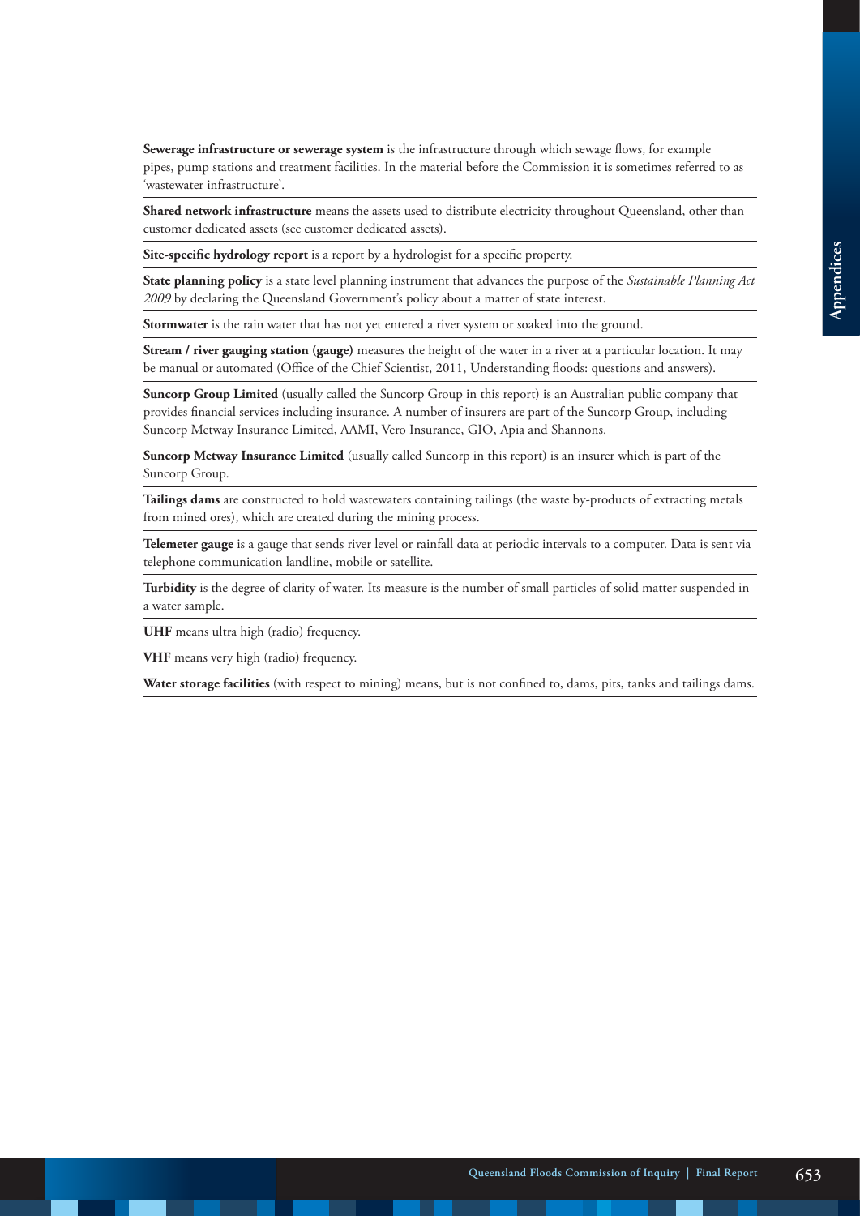**Sewerage infrastructure or sewerage system** is the infrastructure through which sewage flows, for example pipes, pump stations and treatment facilities. In the material before the Commission it is sometimes referred to as 'wastewater infrastructure'.

**Shared network infrastructure** means the assets used to distribute electricity throughout Queensland, other than customer dedicated assets (see customer dedicated assets).

**Site-specific hydrology report** is a report by a hydrologist for a specific property.

**State planning policy** is a state level planning instrument that advances the purpose of the *Sustainable Planning Act 2009* by declaring the Queensland Government's policy about a matter of state interest.

**Stormwater** is the rain water that has not yet entered a river system or soaked into the ground.

**Stream / river gauging station (gauge)** measures the height of the water in a river at a particular location. It may be manual or automated (Office of the Chief Scientist, 2011, Understanding floods: questions and answers).

**Suncorp Group Limited** (usually called the Suncorp Group in this report) is an Australian public company that provides financial services including insurance. A number of insurers are part of the Suncorp Group, including Suncorp Metway Insurance Limited, AAMI, Vero Insurance, GIO, Apia and Shannons.

**Suncorp Metway Insurance Limited** (usually called Suncorp in this report) is an insurer which is part of the Suncorp Group.

**Tailings dams** are constructed to hold wastewaters containing tailings (the waste by-products of extracting metals from mined ores), which are created during the mining process.

**Telemeter gauge** is a gauge that sends river level or rainfall data at periodic intervals to a computer. Data is sent via telephone communication landline, mobile or satellite.

**Turbidity** is the degree of clarity of water. Its measure is the number of small particles of solid matter suspended in a water sample.

**UHF** means ultra high (radio) frequency.

**VHF** means very high (radio) frequency.

**Water storage facilities** (with respect to mining) means, but is not confined to, dams, pits, tanks and tailings dams.